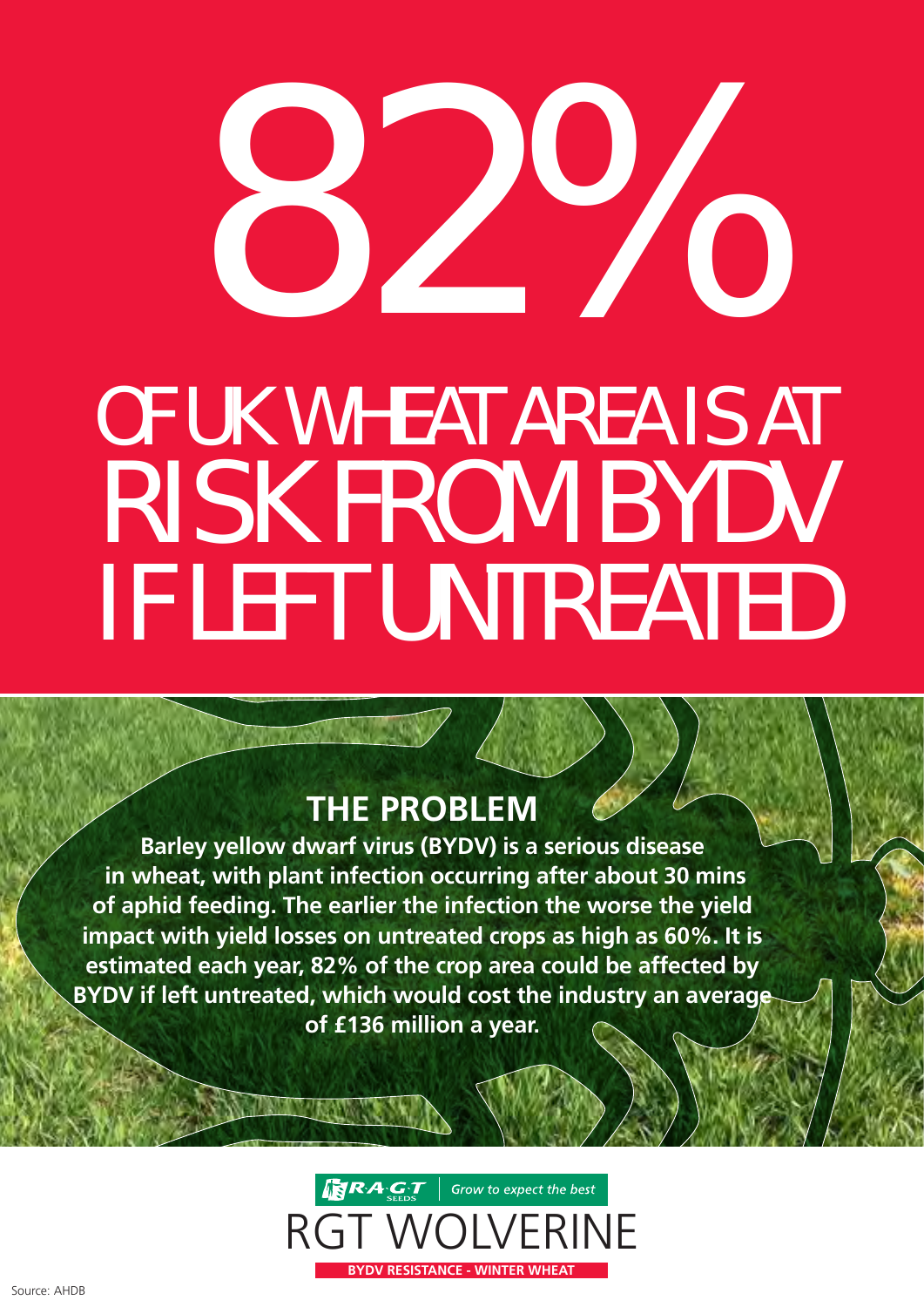# 82%

# OF UK WHEAT AREA IS AT RISK FROM BYDV IF LEFT UNTREATED

## THE PROBLEM

**Barley yellow dwarf virus (BYDV) is a serious disease in wheat, with plant infection occurring after about 30 mins of aphid feeding. The earlier the infection the worse the yield impact with yield losses on untreated crops as high as 60%. It is estimated each year, 82% of the crop area could be affected by BYDV if left untreated, which would cost the industry an average of £136 million a year.**

RAGT SEEDS | *Grow to expect the best*

RGT WOLVERINE

**BYDV RESISTANCE - WINTER WHEAT**

Source: AHDB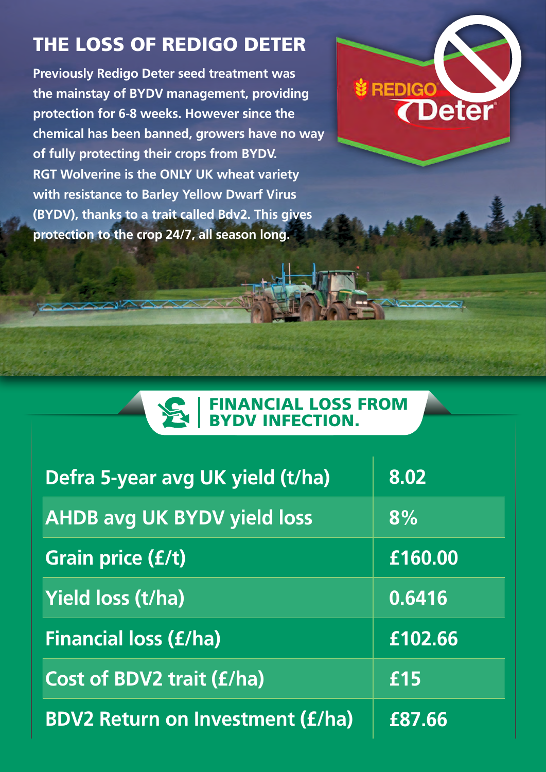## THE LOSS OF REDIGO DETER

Previously Redigo Deter seed treatment was the mainstay of BYDV management, providing protection for 6-8 weeks. However since the chemical has been banned, growers have no way of fully protecting their crops from BYDV. RGT Wolverine is the ONLY UK wheat variety with resistance to Barley Yellow Dwarf Virus (BYDV), thanks to a trait called Bdv2. This gives protection to the crop 24/7, all season long.

REDIGO Deter

### FINANCIAL LOSS FROM BYDV INFECTION.

| | |
|---|---|
| Defra 5-year avg UK yield (t/ha) | 8.02 |
| AHDB avg UK BYDV yield loss | 8% |
| Grain price (£/t) | £160.00 |
| Yield loss (t/ha) | 0.6416 |
| Financial loss (£/ha) | £102.66 |
| Cost of BDV2 trait (£/ha) | £15 |
| BDV2 Return on Investment (£/ha) | £87.66 |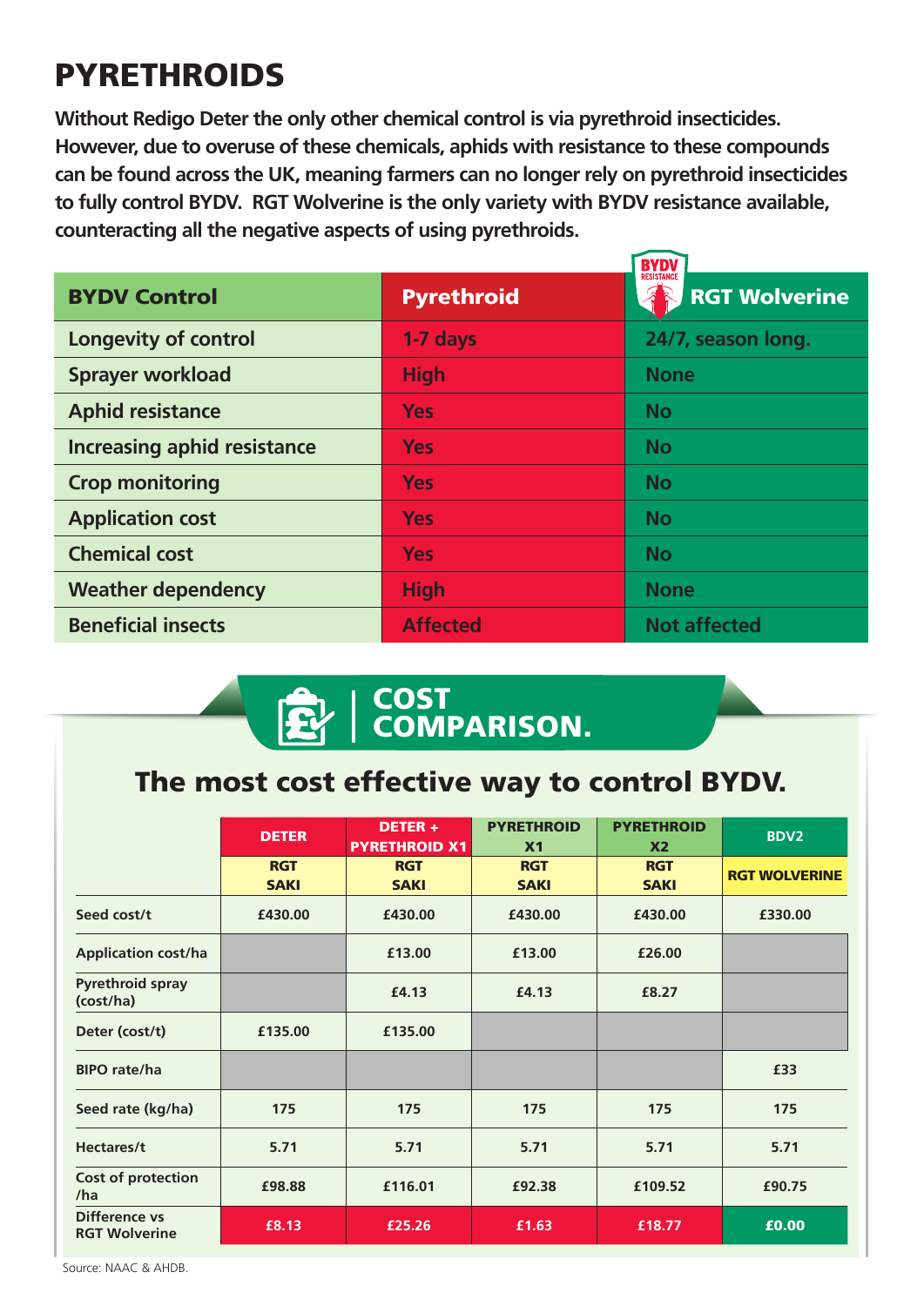# PYRETHROIDS

**Without Redigo Deter the only other chemical control is via pyrethroid insecticides. However, due to overuse of these chemicals, aphids with resistance to these compounds can be found across the UK, meaning farmers can no longer rely on pyrethroid insecticides to fully control BYDV. RGT Wolverine is the only variety with BYDV resistance available, counteracting all the negative aspects of using pyrethroids.**

| BYDV Control | Pyrethroid | BYDV RESISTANCE RGT Wolverine |
|---|---|---|
| Longevity of control | 1-7 days | 24/7, season long. |
| Sprayer workload | High | None |
| Aphid resistance | Yes | No |
| Increasing aphid resistance | Yes | No |
| Crop monitoring | Yes | No |
| Application cost | Yes | No |
| Chemical cost | Yes | No |
| Weather dependency | High | None |
| Beneficial insects | Affected | Not affected |

## COST COMPARISON.

### The most cost effective way to control BYDV.

| | DETER | DETER + PYRETHROID X1 | PYRETHROID X1 | PYRETHROID X2 | BDV2 |
|---|---|---|---|---|---|
| | RGT SAKI | RGT SAKI | RGT SAKI | RGT SAKI | RGT WOLVERINE |
| Seed cost/t | £430.00 | £430.00 | £430.00 | £430.00 | £330.00 |
| Application cost/ha | | £13.00 | £13.00 | £26.00 | |
| Pyrethroid spray (cost/ha) | | £4.13 | £4.13 | £8.27 | |
| Deter (cost/t) | £135.00 | £135.00 | | | |
| BIPO rate/ha | | | | | £33 |
| Seed rate (kg/ha) | 175 | 175 | 175 | 175 | 175 |
| Hectares/t | 5.71 | 5.71 | 5.71 | 5.71 | 5.71 |
| Cost of protection /ha | £98.88 | £116.01 | £92.38 | £109.52 | £90.75 |
| Difference vs RGT Wolverine | £8.13 | £25.26 | £1.63 | £18.77 | £0.00 |

Source: NAAC & AHDB.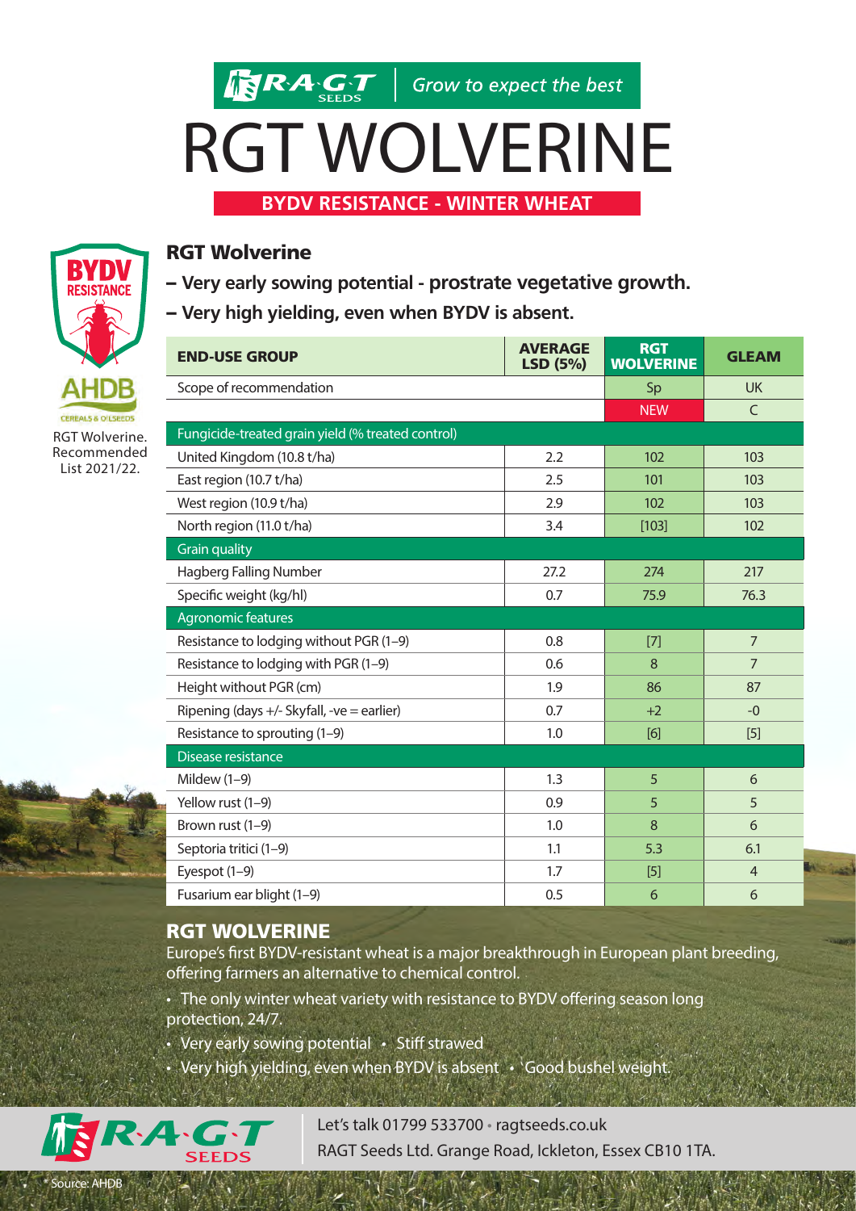RAGT SEEDS | Grow to expect the best

# RGT WOLVERINE

**BYDV RESISTANCE - WINTER WHEAT**

BYDV RESISTANCE

AHDB CEREALS & OILSEEDS

RGT Wolverine. Recommended List 2021/22.

## RGT Wolverine

**– Very early sowing potential - prostrate vegetative growth.**

**– Very high yielding, even when BYDV is absent.**

| END-USE GROUP | AVERAGE LSD (5%) | RGT WOLVERINE | GLEAM |
|---|---|---|---|
| Scope of recommendation | | Sp | UK |
| | | NEW | C |
| Fungicide-treated grain yield (% treated control) | | | |
| United Kingdom (10.8 t/ha) | 2.2 | 102 | 103 |
| East region (10.7 t/ha) | 2.5 | 101 | 103 |
| West region (10.9 t/ha) | 2.9 | 102 | 103 |
| North region (11.0 t/ha) | 3.4 | [103] | 102 |
| Grain quality | | | |
| Hagberg Falling Number | 27.2 | 274 | 217 |
| Specific weight (kg/hl) | 0.7 | 75.9 | 76.3 |
| Agronomic features | | | |
| Resistance to lodging without PGR (1–9) | 0.8 | [7] | 7 |
| Resistance to lodging with PGR (1–9) | 0.6 | 8 | 7 |
| Height without PGR (cm) | 1.9 | 86 | 87 |
| Ripening (days +/- Skyfall, -ve = earlier) | 0.7 | +2 | -0 |
| Resistance to sprouting (1–9) | 1.0 | [6] | [5] |
| Disease resistance | | | |
| Mildew (1–9) | 1.3 | 5 | 6 |
| Yellow rust (1–9) | 0.9 | 5 | 5 |
| Brown rust (1–9) | 1.0 | 8 | 6 |
| Septoria tritici (1–9) | 1.1 | 5.3 | 6.1 |
| Eyespot (1–9) | 1.7 | [5] | 4 |
| Fusarium ear blight (1–9) | 0.5 | 6 | 6 |

## RGT WOLVERINE

Europe's first BYDV-resistant wheat is a major breakthrough in European plant breeding, offering farmers an alternative to chemical control.

- The only winter wheat variety with resistance to BYDV offering season long protection, 24/7.
- Very early sowing potential
- Stiff strawed
- Very high yielding, even when BYDV is absent
- Good bushel weight.

RAGT SEEDS

Let's talk 01799 533700 • ragtseeds.co.uk

RAGT Seeds Ltd. Grange Road, Ickleton, Essex CB10 1TA.

* Source: AHDB